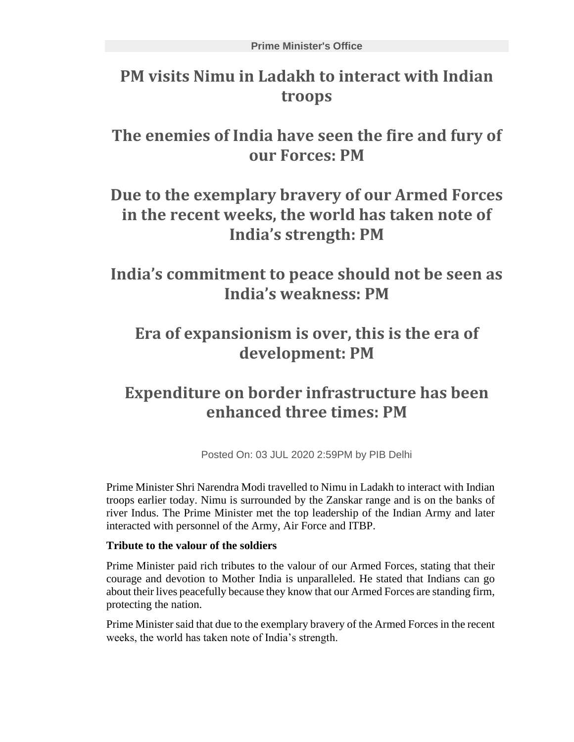Prime Minister's Office

# PM visits Nimu in Ladakh to interact with Indian troops

# The enemies of India have seen the fire and fury of our Forces: PM

# Due to the exemplary bravery of our Armed Forces in the recent weeks, the world has taken note of India's strength: PM

# India's commitment to peace should not be seen as India's weakness: PM

# Era of expansionism is over, this is the era of development: PM

# Expenditure on border infrastructure has been enhanced three times: PM

Posted On: 03 JUL 2020 2:59PM by PIB Delhi

Prime Minister Shri Narendra Modi travelled to Nimu in Ladakh to interact with Indian troops earlier today. Nimu is surrounded by the Zanskar range and is on the banks of river Indus. The Prime Minister met the top leadership of the Indian Army and later interacted with personnel of the Army, Air Force and ITBP.

**Tribute to the valour of the soldiers**

Prime Minister paid rich tributes to the valour of our Armed Forces, stating that their courage and devotion to Mother India is unparalleled. He stated that Indians can go about their lives peacefully because they know that our Armed Forces are standing firm, protecting the nation.

Prime Minister said that due to the exemplary bravery of the Armed Forces in the recent weeks, the world has taken note of India's strength.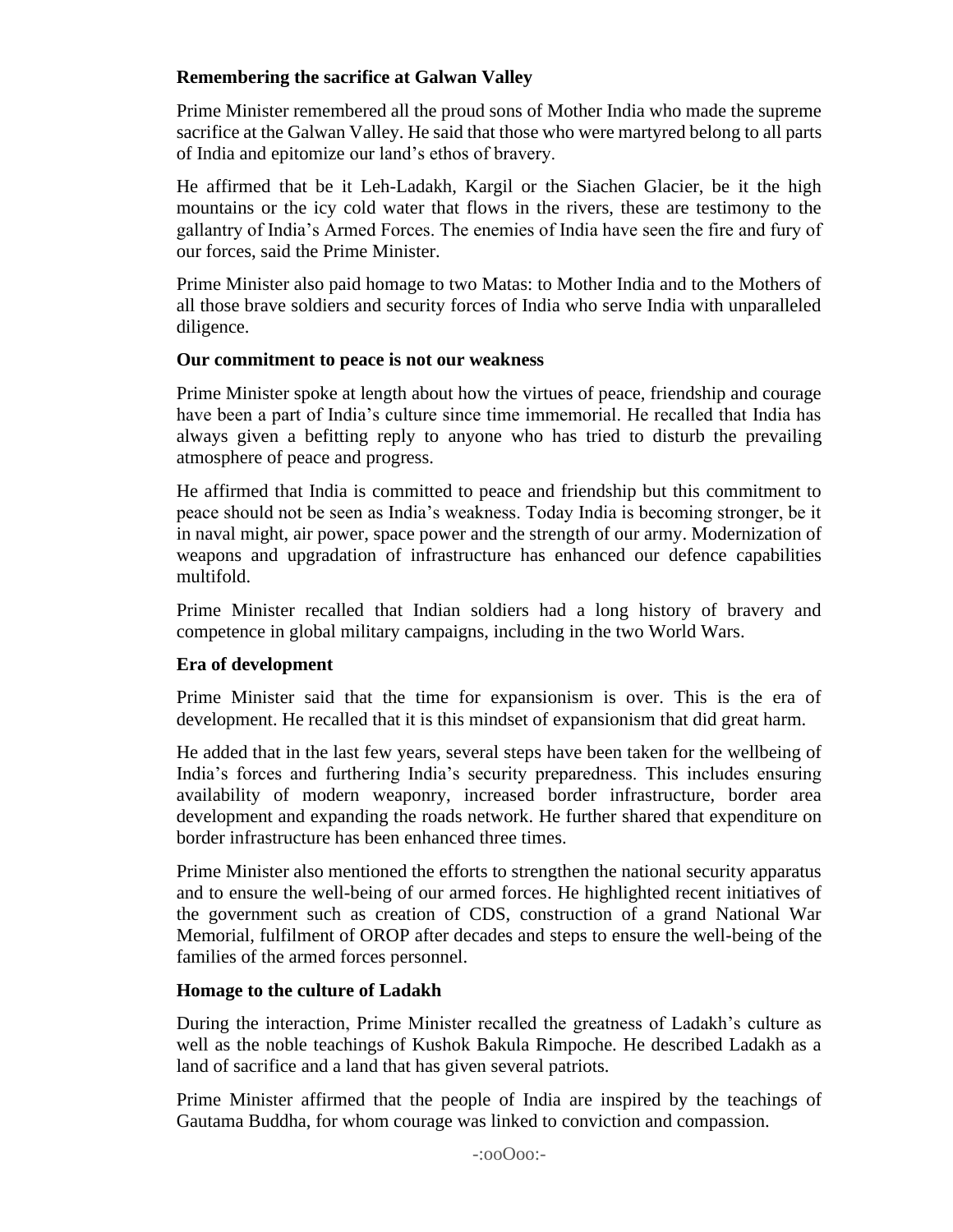**Remembering the sacrifice at Galwan Valley**

Prime Minister remembered all the proud sons of Mother India who made the supreme sacrifice at the Galwan Valley. He said that those who were martyred belong to all parts of India and epitomize our land's ethos of bravery.

He affirmed that be it Leh-Ladakh, Kargil or the Siachen Glacier, be it the high mountains or the icy cold water that flows in the rivers, these are testimony to the gallantry of India's Armed Forces. The enemies of India have seen the fire and fury of our forces, said the Prime Minister.

Prime Minister also paid homage to two Matas: to Mother India and to the Mothers of all those brave soldiers and security forces of India who serve India with unparalleled diligence.

**Our commitment to peace is not our weakness**

Prime Minister spoke at length about how the virtues of peace, friendship and courage have been a part of India's culture since time immemorial. He recalled that India has always given a befitting reply to anyone who has tried to disturb the prevailing atmosphere of peace and progress.

He affirmed that India is committed to peace and friendship but this commitment to peace should not be seen as India's weakness. Today India is becoming stronger, be it in naval might, air power, space power and the strength of our army. Modernization of weapons and upgradation of infrastructure has enhanced our defence capabilities multifold.

Prime Minister recalled that Indian soldiers had a long history of bravery and competence in global military campaigns, including in the two World Wars.

**Era of development**

Prime Minister said that the time for expansionism is over. This is the era of development. He recalled that it is this mindset of expansionism that did great harm.

He added that in the last few years, several steps have been taken for the wellbeing of India's forces and furthering India's security preparedness. This includes ensuring availability of modern weaponry, increased border infrastructure, border area development and expanding the roads network. He further shared that expenditure on border infrastructure has been enhanced three times.

Prime Minister also mentioned the efforts to strengthen the national security apparatus and to ensure the well-being of our armed forces. He highlighted recent initiatives of the government such as creation of CDS, construction of a grand National War Memorial, fulfilment of OROP after decades and steps to ensure the well-being of the families of the armed forces personnel.

**Homage to the culture of Ladakh**

During the interaction, Prime Minister recalled the greatness of Ladakh's culture as well as the noble teachings of Kushok Bakula Rimpoche. He described Ladakh as a land of sacrifice and a land that has given several patriots.

Prime Minister affirmed that the people of India are inspired by the teachings of Gautama Buddha, for whom courage was linked to conviction and compassion.

-:ooOoo:-